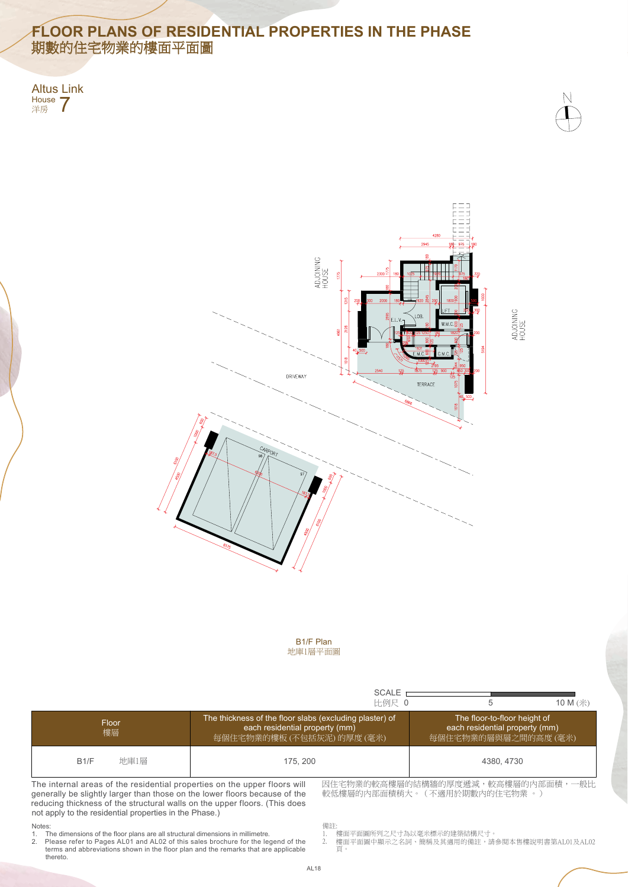# FLOOR PLANS OF RESIDENTIAL PROPERTIES IN THE PHASE
# 期數的住宅物業的樓面平面圖

Altus Link
House 洋房 7

B1/F Plan
地庫1層平面圖

SCALE 比例尺 0 5 10 M (米)

| Floor 樓層 | The thickness of the floor slabs (excluding plaster) of each residential property (mm) 每個住宅物業的樓板 (不包括灰泥) 的厚度 (毫米) | The floor-to-floor height of each residential property (mm) 每個住宅物業的層與層之間的高度 (毫米) |
|---|---|---|
| B1/F 地庫1層 | 175, 200 | 4380, 4730 |

The internal areas of the residential properties on the upper floors will generally be slightly larger than those on the lower floors because of the reducing thickness of the structural walls on the upper floors. (This does not apply to the residential properties in the Phase.)

因住宅物業的較高樓層的結構牆的厚度遞減，較高樓層的內部面積，一般比較低樓層的內部面積稍大。（不適用於期數內的住宅物業。）

Notes:
1. The dimensions of the floor plans are all structural dimensions in millimetre.
2. Please refer to Pages AL01 and AL02 of this sales brochure for the legend of the terms and abbreviations shown in the floor plan and the remarks that are applicable thereto.

備註:
1. 樓面平面圖所列之尺寸為以毫米標示的建築結構尺寸。
2. 樓面平面圖中顯示之名詞、簡稱及其適用的備註，請參閱本售樓說明書第AL01及AL02頁。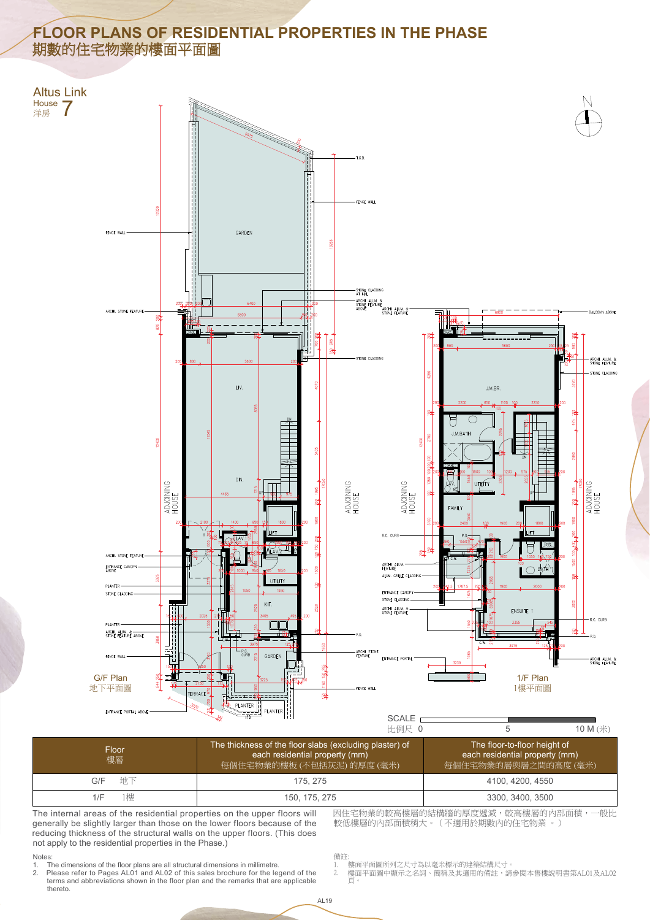# FLOOR PLANS OF RESIDENTIAL PROPERTIES IN THE PHASE
# 期數的住宅物業的樓面平面圖

Altus Link

House 洋房 7

G/F Plan
地下平面圖

1/F Plan
1樓平面圖

SCALE 比例尺 0 5 10 M (米)

| Floor 樓層 | The thickness of the floor slabs (excluding plaster) of each residential property (mm) 每個住宅物業的樓板 (不包括灰泥) 的厚度 (毫米) | The floor-to-floor height of each residential property (mm) 每個住宅物業的層與層之間的高度 (毫米) |
|---|---|---|
| G/F 地下 | 175, 275 | 4100, 4200, 4550 |
| 1/F 1樓 | 150, 175, 275 | 3300, 3400, 3500 |

The internal areas of the residential properties on the upper floors will generally be slightly larger than those on the lower floors because of the reducing thickness of the structural walls on the upper floors. (This does not apply to the residential properties in the Phase.)

因住宅物業的較高樓層的結構牆的厚度遞減，較高樓層的內部面積，一般比較低樓層的內部面積稍大。（不適用於期數內的住宅物業。）

Notes:
1. The dimensions of the floor plans are all structural dimensions in millimetre.
2. Please refer to Pages AL01 and AL02 of this sales brochure for the legend of the terms and abbreviations shown in the floor plan and the remarks that are applicable thereto.

備註:
1. 樓面平面圖所列之尺寸為以毫米標示的建築結構尺寸。
2. 樓面平面圖中顯示之名詞、簡稱及其適用的備註，請參閱本售樓說明書第AL01及AL02頁。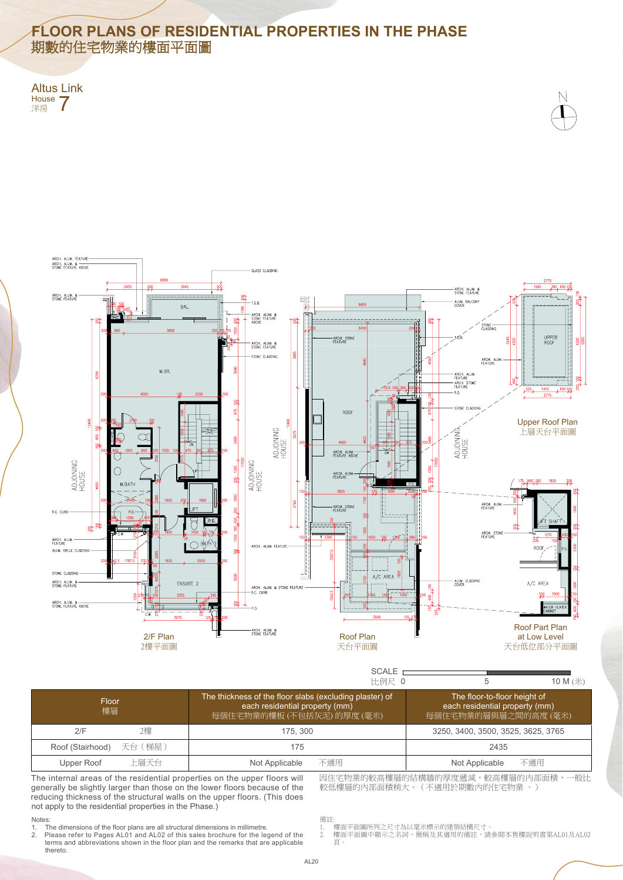# FLOOR PLANS OF RESIDENTIAL PROPERTIES IN THE PHASE
# 期數的住宅物業的樓面平面圖

Altus Link
House 洋房 7

2/F Plan
2樓平面圖

Roof Plan
天台平面圖

Upper Roof Plan
上層天台平面圖

Roof Part Plan at Low Level
天台低位部分平面圖

SCALE 比例尺 0 5 10 M (米)

| Floor 樓層 | The thickness of the floor slabs (excluding plaster) of each residential property (mm) 每個住宅物業的樓板 (不包括灰泥) 的厚度 (毫米) | The floor-to-floor height of each residential property (mm) 每個住宅物業的層與層之間的高度 (毫米) |
|---|---|---|
| 2/F 2樓 | 175, 300 | 3250, 3400, 3500, 3525, 3625, 3765 |
| Roof (Stairhood) 天台 (梯屋) | 175 | 2435 |
| Upper Roof 上層天台 | Not Applicable 不適用 | Not Applicable 不適用 |

The internal areas of the residential properties on the upper floors will generally be slightly larger than those on the lower floors because of the reducing thickness of the structural walls on the upper floors. (This does not apply to the residential properties in the Phase.)

因住宅物業的較高樓層的結構牆的厚度遞減，較高樓層的內部面積，一般比較低樓層的內部面積稍大。（不適用於期數內的住宅物業 。）

Notes:
1. The dimensions of the floor plans are all structural dimensions in millimetre.
2. Please refer to Pages AL01 and AL02 of this sales brochure for the legend of the terms and abbreviations shown in the floor plan and the remarks that are applicable thereto.

備註:
1. 樓面平面圖所列之尺寸為以毫米標示的建築結構尺寸。
2. 樓面平面圖中顯示之名詞、簡稱及其適用的備註，請參閱本售樓說明書第AL01及AL02頁。